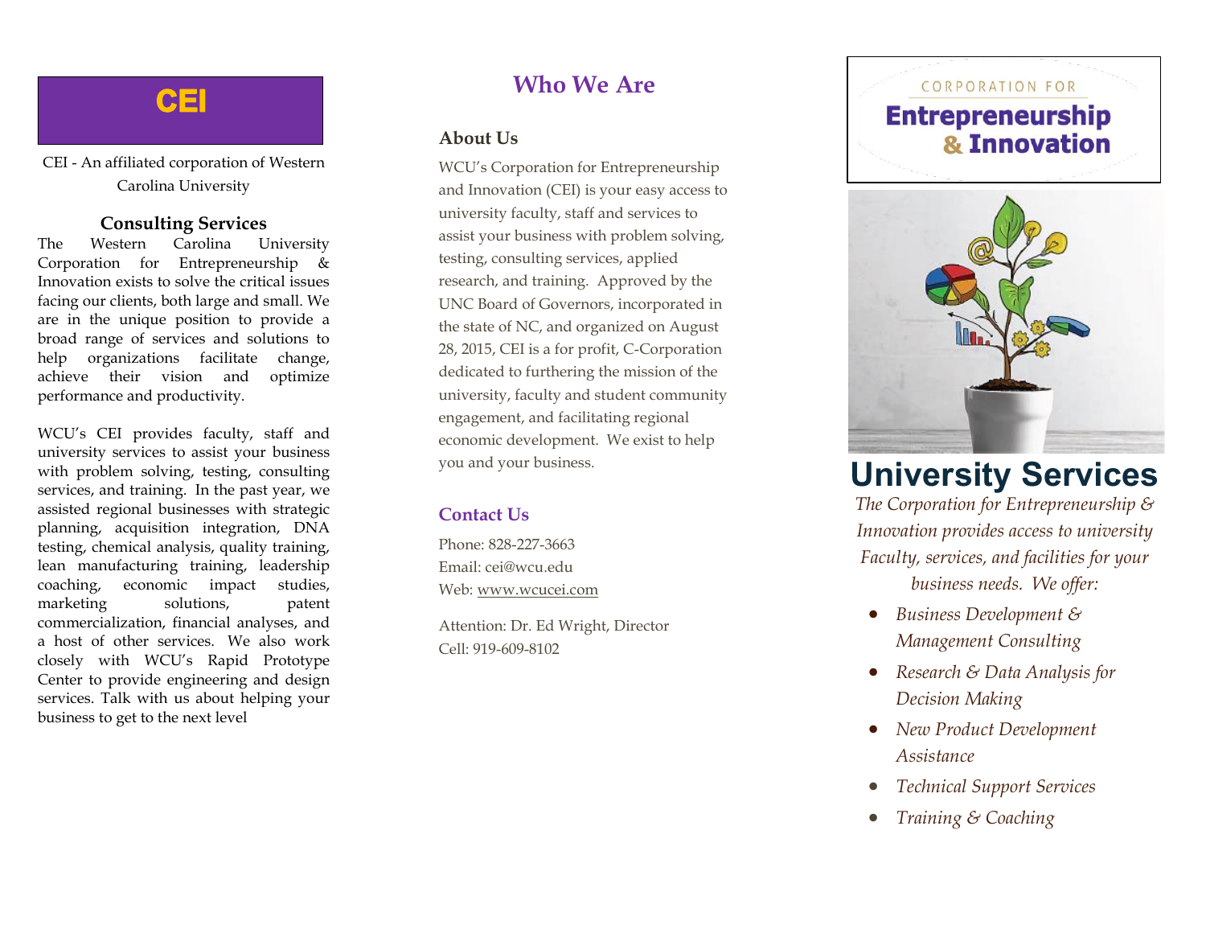# CEI

CEI - An affiliated corporation of Western Carolina University

### Consulting Services

The Western Carolina University Corporation for Entrepreneurship & Innovation exists to solve the critical issues facing our clients, both large and small. We are in the unique position to provide a broad range of services and solutions to help organizations facilitate change, achieve their vision and optimize performance and productivity.

WCU's CEI provides faculty, staff and university services to assist your business with problem solving, testing, consulting services, and training. In the past year, we assisted regional businesses with strategic planning, acquisition integration, DNA testing, chemical analysis, quality training, lean manufacturing training, leadership coaching, economic impact studies, marketing solutions, patent commercialization, financial analyses, and a host of other services. We also work closely with WCU's Rapid Prototype Center to provide engineering and design services. Talk with us about helping your business to get to the next level

## Who We Are

### About Us

WCU's Corporation for Entrepreneurship and Innovation (CEI) is your easy access to university faculty, staff and services to assist your business with problem solving, testing, consulting services, applied research, and training. Approved by the UNC Board of Governors, incorporated in the state of NC, and organized on August 28, 2015, CEI is a for profit, C-Corporation dedicated to furthering the mission of the university, faculty and student community engagement, and facilitating regional economic development. We exist to help you and your business.

### Contact Us

Phone: 828-227-3663
Email: cei@wcu.edu
Web: www.wcucei.com

Attention: Dr. Ed Wright, Director
Cell: 919-609-8102

CORPORATION FOR
**Entrepreneurship & Innovation**

## University Services

*The Corporation for Entrepreneurship & Innovation provides access to university Faculty, services, and facilities for your business needs. We offer:*

- *Business Development & Management Consulting*
- *Research & Data Analysis for Decision Making*
- *New Product Development Assistance*
- *Technical Support Services*
- *Training & Coaching*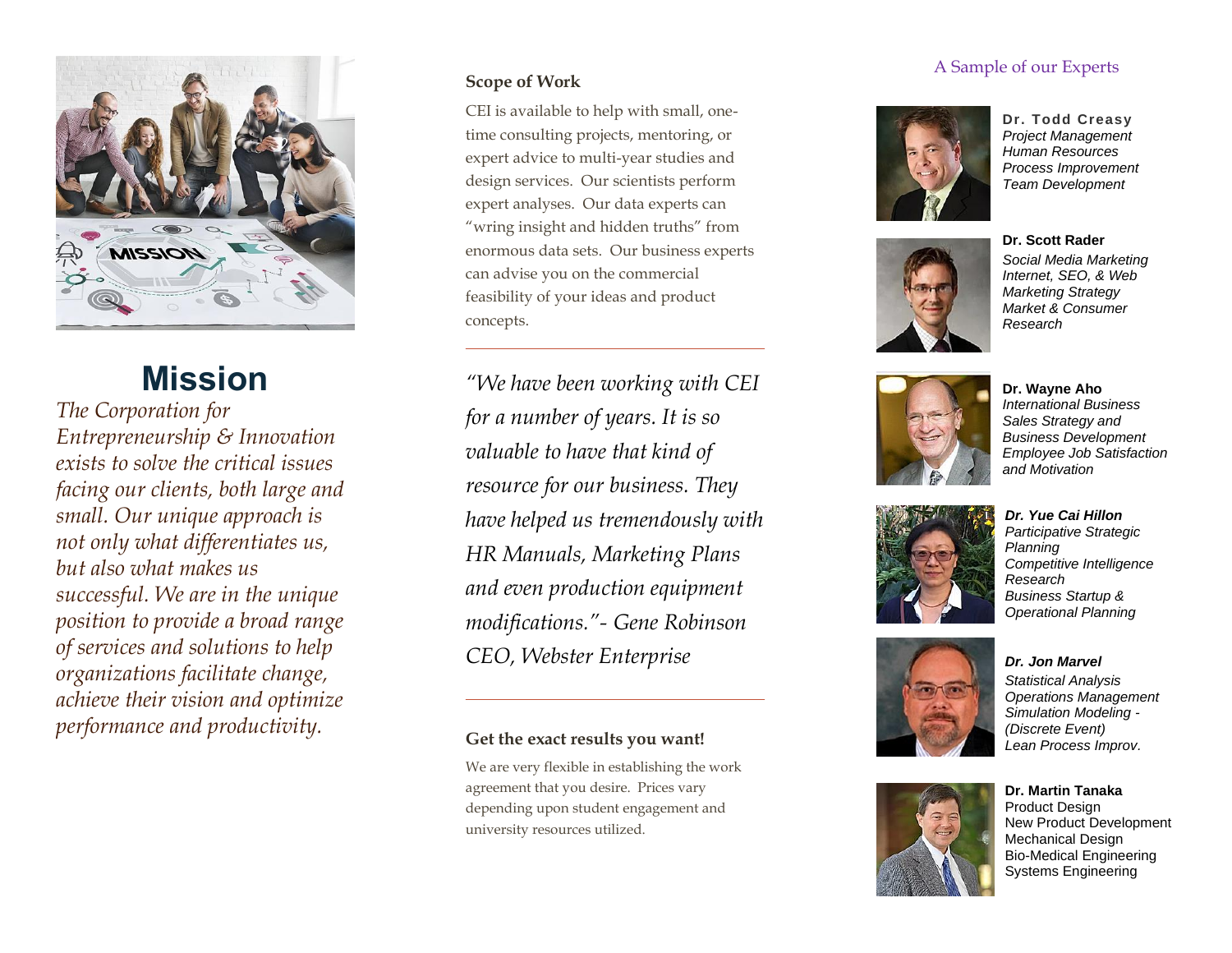# Mission

*The Corporation for Entrepreneurship & Innovation exists to solve the critical issues facing our clients, both large and small. Our unique approach is not only what differentiates us, but also what makes us successful. We are in the unique position to provide a broad range of services and solutions to help organizations facilitate change, achieve their vision and optimize performance and productivity.*

## Scope of Work

CEI is available to help with small, one-time consulting projects, mentoring, or expert advice to multi-year studies and design services. Our scientists perform expert analyses. Our data experts can "wring insight and hidden truths" from enormous data sets. Our business experts can advise you on the commercial feasibility of your ideas and product concepts.

---

*"We have been working with CEI for a number of years. It is so valuable to have that kind of resource for our business. They have helped us tremendously with HR Manuals, Marketing Plans and even production equipment modifications."- Gene Robinson CEO, Webster Enterprise*

---

## Get the exact results you want!

We are very flexible in establishing the work agreement that you desire. Prices vary depending upon student engagement and university resources utilized.

## A Sample of our Experts

**Dr. Todd Creasy**
*Project Management*
*Human Resources*
*Process Improvement*
*Team Development*

**Dr. Scott Rader**
*Social Media Marketing*
*Internet, SEO, & Web*
*Marketing Strategy*
*Market & Consumer Research*

**Dr. Wayne Aho**
*International Business*
*Sales Strategy and Business Development*
*Employee Job Satisfaction and Motivation*

***Dr. Yue Cai Hillon***
*Participative Strategic Planning*
*Competitive Intelligence Research*
*Business Startup & Operational Planning*

***Dr. Jon Marvel***
*Statistical Analysis*
*Operations Management*
*Simulation Modeling - (Discrete Event)*
*Lean Process Improv.*

**Dr. Martin Tanaka**
Product Design
New Product Development
Mechanical Design
Bio-Medical Engineering
Systems Engineering